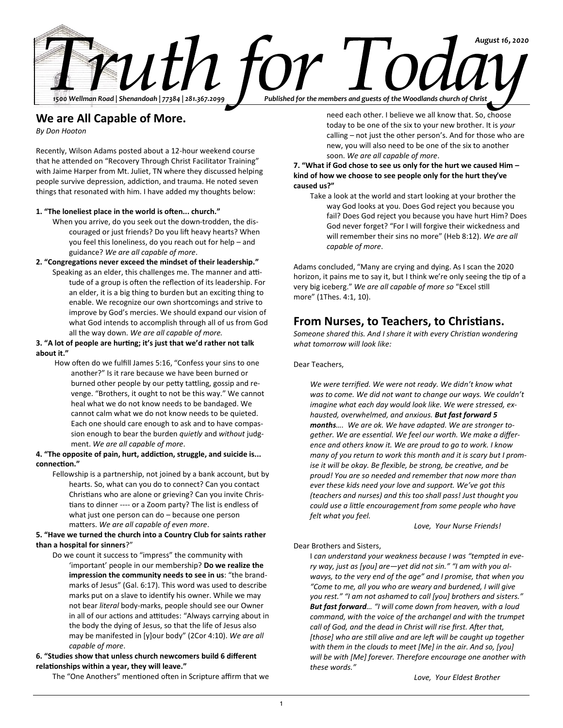# Truth for Today

*August 16, 2020*

*1500 Wellman Road | Shenandoah | 77384 | 281.367.2099*

*Published for the members and guests of the Woodlands church of Christ*

## We are All Capable of More.

*By Don Hooton*

Recently, Wilson Adams posted about a 12-hour weekend course that he attended on "Recovery Through Christ Facilitator Training" with Jaime Harper from Mt. Juliet, TN where they discussed helping people survive depression, addiction, and trauma. He noted seven things that resonated with him. I have added my thoughts below:

**1. "The loneliest place in the world is often... church."**

When you arrive, do you seek out the down-trodden, the discouraged or just friends? Do you lift heavy hearts? When you feel this loneliness, do you reach out for help – and guidance? *We are all capable of more*.

**2. "Congregations never exceed the mindset of their leadership."**

Speaking as an elder, this challenges me. The manner and attitude of a group is often the reflection of its leadership. For an elder, it is a big thing to burden but an exciting thing to enable. We recognize our own shortcomings and strive to improve by God's mercies. We should expand our vision of what God intends to accomplish through all of us from God all the way down. *We are all capable of more.*

**3. "A lot of people are hurting; it's just that we'd rather not talk about it."**

How often do we fulfill James 5:16, "Confess your sins to one another?" Is it rare because we have been burned or burned other people by our petty tattling, gossip and revenge. "Brothers, it ought to not be this way." We cannot heal what we do not know needs to be bandaged. We cannot calm what we do not know needs to be quieted. Each one should care enough to ask and to have compassion enough to bear the burden *quietly* and *without* judgment. *We are all capable of more*.

**4. "The opposite of pain, hurt, addiction, struggle, and suicide is... connection."**

Fellowship is a partnership, not joined by a bank account, but by hearts. So, what can you do to connect? Can you contact Christians who are alone or grieving? Can you invite Christians to dinner ---- or a Zoom party? The list is endless of what just one person can do – because one person matters. *We are all capable of even more*.

**5. "Have we turned the church into a Country Club for saints rather than a hospital for sinners**?"

Do we count it success to "impress" the community with 'important' people in our membership? **Do we realize the impression the community needs to see in us**: "the brand-marks of Jesus" (Gal. 6:17). This word was used to describe marks put on a slave to identify his owner. While we may not bear *literal* body-marks, people should see our Owner in all of our actions and attitudes: "Always carrying about in the body the dying of Jesus, so that the life of Jesus also may be manifested in [y]our body" (2Cor 4:10). *We are all capable of more*.

**6. "Studies show that unless church newcomers build 6 different relationships within a year, they will leave."**

The "One Anothers" mentioned often in Scripture affirm that we need each other. I believe we all know that. So, choose today to be one of the six to your new brother. It is *your* calling – not just the other person's. And for those who are new, you will also need to be one of the six to another soon. *We are all capable of more*.

**7. "What if God chose to see us only for the hurt we caused Him – kind of how we choose to see people only for the hurt they've caused us?"**

Take a look at the world and start looking at your brother the way God looks at you. Does God reject you because you fail? Does God reject you because you have hurt Him? Does God never forget? "For I will forgive their wickedness and will remember their sins no more" (Heb 8:12). *We are all capable of more*.

Adams concluded, "Many are crying and dying. As I scan the 2020 horizon, it pains me to say it, but I think we're only seeing the tip of a very big iceberg." *We are all capable of more so* "Excel still more" (1Thes. 4:1, 10).

## From Nurses, to Teachers, to Christians.

*Someone shared this. And I share it with every Christian wondering what tomorrow will look like:*

Dear Teachers,

*We were terrified. We were not ready. We didn't know what was to come. We did not want to change our ways. We couldn't imagine what each day would look like. We were stressed, exhausted, overwhelmed, and anxious. **But fast forward 5 months**…. We are ok. We have adapted. We are stronger together. We are essential. We feel our worth. We make a difference and others know it. We are proud to go to work. I know many of you return to work this month and it is scary but I promise it will be okay. Be flexible, be strong, be creative, and be proud! You are so needed and remember that now more than ever these kids need your love and support. We've got this (teachers and nurses) and this too shall pass! Just thought you could use a little encouragement from some people who have felt what you feel.*

*Love, Your Nurse Friends!*

Dear Brothers and Sisters,

I *can understand your weakness because I was "tempted in every way, just as [you] are—yet did not sin." "I am with you alwavys, to the very end of the age" and I promise, that when you "Come to me, all you who are weary and burdened, I will give you rest." "I am not ashamed to call [you] brothers and sisters." **But fast forward**… "I will come down from heaven, with a loud command, with the voice of the archangel and with the trumpet call of God, and the dead in Christ will rise first. After that, [those] who are still alive and are left will be caught up together with them in the clouds to meet [Me] in the air. And so, [you] will be with [Me] forever. Therefore encourage one another with these words."*

*Love, Your Eldest Brother*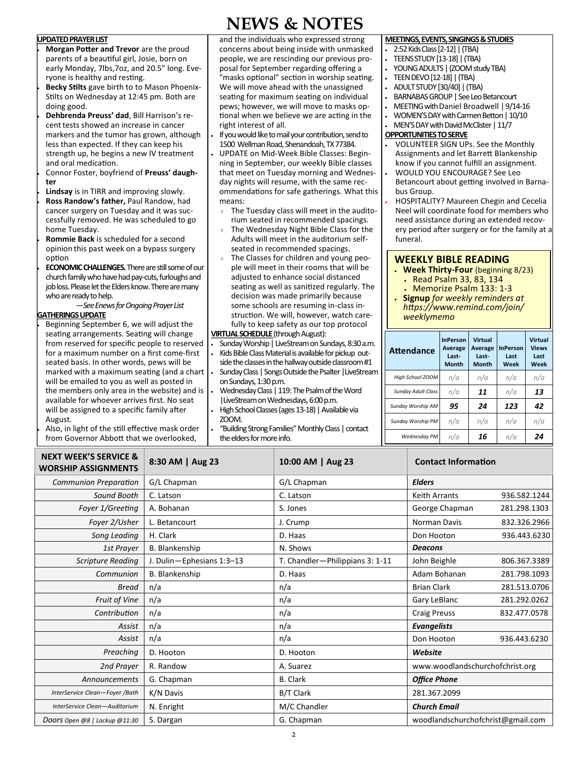# NEWS & NOTES

**UPDATED PRAYER LIST**

- **Morgan Potter and Trevor** are the proud parents of a beautiful girl, Josie, born on early Monday, 7lbs,7oz, and 20.5" long. Everyone is healthy and resting.
- **Becky Stilts** gave birth to to Mason Phoenix-Stilts on Wednesday at 12:45 pm. Both are doing good.
- **Dehbrenda Preuss' dad**, Bill Harrison's recent tests showed an increase in cancer markers and the tumor has grown, although less than expected. If they can keep his strength up, he begins a new IV treatment and oral medication.
- Connor Foster, boyfriend of **Preuss' daughter**
- **Lindsay** is in TIRR and improving slowly.
- **Ross Randow's father,** Paul Randow, had cancer surgery on Tuesday and it was successfully removed. He was scheduled to go home Tuesday.
- **Rommie Back** is scheduled for a second opinion this past week on a bypass surgery option
- **ECONOMIC CHALLENGES.** There are still some of our church family who have had pay-cuts, furloughs and job loss. Please let the Elders know. There are many who are ready to help.

*—See Enews for Ongoing Prayer List*

**GATHERINGS UPDATE**

- Beginning September 6, we will adjust the seating arrangements. Seating will change from reserved for specific people to reserved for a maximum number on a first come-first seated basis. In other words, pews will be marked with a maximum seating (and a chart will be emailed to you as well as posted in the members only area in the website) and is available for whoever arrives first. No seat will be assigned to a specific family after August.
- Also, in light of the still effective mask order from Governor Abbott that we overlooked, and the individuals who expressed strong concerns about being inside with unmasked people, we are rescinding our previous proposal for September regarding offering a "masks optional" section in worship seating. We will move ahead with the unassigned seating for maximum seating on individual pews; however, we will move to masks optional when we believe we are acting in the right interest of all.
- If you would like to mail your contribution, send to 1500 Wellman Road, Shenandoah, TX 77384.
- UPDATE on Mid-Week Bible Classes: Beginning in September, our weekly Bible classes that meet on Tuesday morning and Wednesday nights will resume, with the same recommendations for safe gatherings. What this means:
  - The Tuesday class will meet in the auditorium seated in recommended spacings.
  - The Wednesday Night Bible Class for the Adults will meet in the auditorium self-seated in recommended spacings.
  - The Classes for children and young people will meet in their rooms that will be adjusted to enhance social distanced seating as well as sanitized regularly. The decision was made primarily because some schools are resuming in-class instruction. We will, however, watch carefully to keep safety as our top protocol

**VIRTUAL SCHEDULE** (through August):

- Sunday Worship | LiveStream on Sundays, 8:30 a.m.
- Kids Bible Class Material is available for pickup outside the classes in the hallway outside classroom #1
- Sunday Class | Songs Outside the Psalter | LiveStream on Sundays, 1:30 p.m.
- Wednesday Class | 119: The Psalm of the Word | LiveStream on Wednesdays, 6:00 p.m.
- High School Classes (ages 13-18) | Available via ZOOM.
- "Building Strong Families" Monthly Class | contact the elders for more info.

**MEETINGS, EVENTS, SINGINGS & STUDIES**

- 2:52 Kids Class [2-12] | (TBA)
- TEENS STUDY [13-18] | (TBA)
- YOUNG ADULTS | (ZOOM study TBA)
- TEEN DEVO [12-18] | (TBA)
- ADULT STUDY [30/40] | (TBA)
- BARNABAS GROUP | See Leo Betancourt
- MEETING with Daniel Broadwell | 9/14-16
- WOMEN'S DAY with Carmen Betton | 10/10
- MEN'S DAY with David McClister | 11/7

**OPPORTUNITIES TO SERVE**

- VOLUNTEER SIGN UPs. See the Monthly Assignments and let Barrett Blankenship know if you cannot fulfill an assignment.
- WOULD YOU ENCOURAGE? See Leo Betancourt about getting involved in Barnabus Group.
- HOSPITALITY? Maureen Chegin and Cecelia Neel will coordinate food for members who need assistance during an extended recovery period after surgery or for the family at a funeral.

## WEEKLY BIBLE READING

- **Week Thirty-Four** (beginning 8/23)
  - Read Psalm 33, 83, 134
  - Memorize Psalm 133: 1-3
- **Signup** *for weekly reminders at https://www.remind.com/join/weeklymemo*

| Attendance | InPerson Average Last-Month | Virtual Average Last-Month | InPerson Last Week | Virtual Views Last Week |
|---|---|---|---|---|
| High School ZOOM | n/a | n/a | n/a | n/a |
| Sunday Adult Class | n/a | 11 | n/a | 13 |
| Sunday Worship AM | 95 | 24 | 123 | 42 |
| Sunday Worship PM | n/a | n/a | n/a | n/a |
| Wednesday PM | n/a | 16 | n/a | 24 |

| NEXT WEEK'S SERVICE & WORSHIP ASSIGNMENTS | 8:30 AM \| Aug 23 | 10:00 AM \| Aug 23 | Contact Information | |
|---|---|---|---|---|
| Communion Preparation | G/L Chapman | G/L Chapman | ***Elders*** | |
| Sound Booth | C. Latson | C. Latson | Keith Arrants | 936.582.1244 |
| Foyer 1/Greeting | A. Bohanan | S. Jones | George Chapman | 281.298.1303 |
| Foyer 2/Usher | L. Betancourt | J. Crump | Norman Davis | 832.326.2966 |
| Song Leading | H. Clark | D. Haas | Don Hooton | 936.443.6230 |
| 1st Prayer | B. Blankenship | N. Shows | ***Deacons*** | |
| Scripture Reading | J. Dulin—Ephesians 1:3–13 | T. Chandler—Philippians 3: 1-11 | John Beighle | 806.367.3389 |
| Communion | B. Blankenship | D. Haas | Adam Bohanan | 281.798.1093 |
| Bread | n/a | n/a | Brian Clark | 281.513.0706 |
| Fruit of Vine | n/a | n/a | Gary LeBlanc | 281.292.0262 |
| Contribution | n/a | n/a | Craig Preuss | 832.477.0578 |
| Assist | n/a | n/a | ***Evangelists*** | |
| Assist | n/a | n/a | Don Hooton | 936.443.6230 |
| Preaching | D. Hooton | D. Hooton | ***Website*** | |
| 2nd Prayer | R. Randow | A. Suarez | www.woodlandschurchofchrist.org | |
| Announcements | G. Chapman | B. Clark | ***Office Phone*** | |
| InterService Clean—Foyer /Bath | K/N Davis | B/T Clark | 281.367.2099 | |
| InterService Clean—Auditorium | N. Enright | M/C Chandler | ***Church Email*** | |
| Doors Open @8 \| Lockup @11:30 | S. Dargan | G. Chapman | woodlandschurchofchrist@gmail.com | |